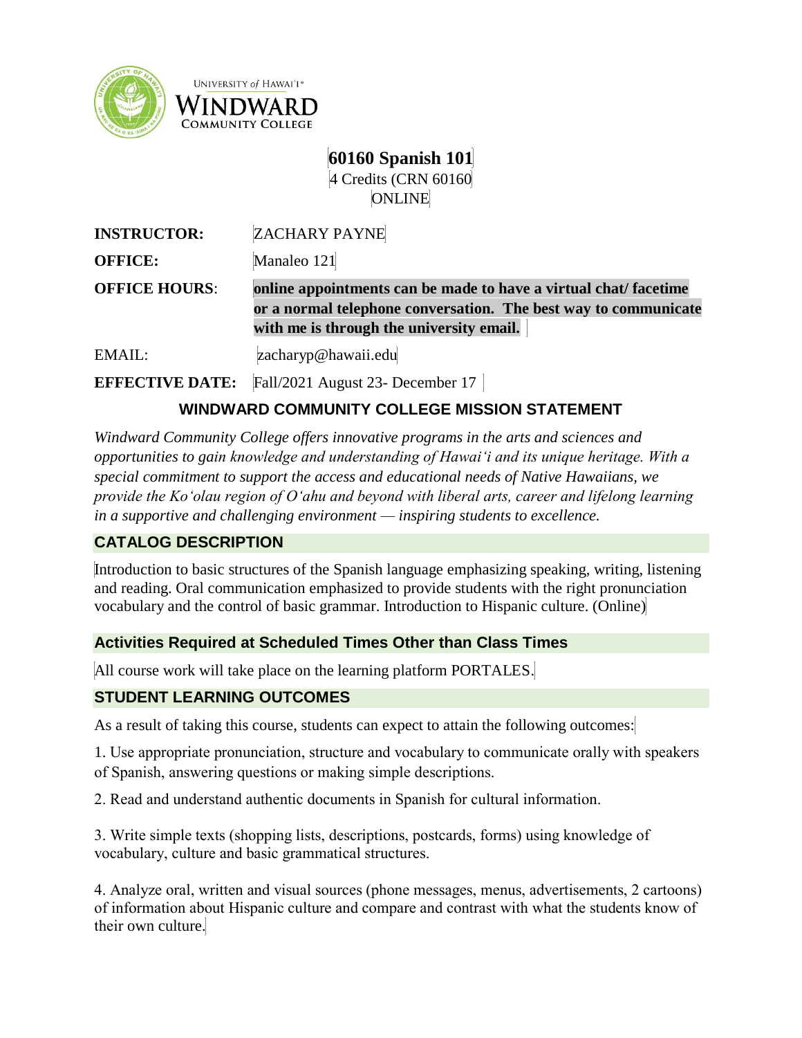UNIVERSITY of HAWAI'I®
WINDWARD
COMMUNITY COLLEGE

# 60160 Spanish 101

4 Credits (CRN 60160

ONLINE

| | |
|---|---|
| **INSTRUCTOR:** | ZACHARY PAYNE |
| **OFFICE:** | Manaleo 121 |
| **OFFICE HOURS**: | **online appointments can be made to have a virtual chat/ facetime or a normal telephone conversation. The best way to communicate with me is through the university email.** |
| EMAIL: | zacharyp@hawaii.edu |
| **EFFECTIVE DATE:** | Fall/2021 August 23- December 17 |

## WINDWARD COMMUNITY COLLEGE MISSION STATEMENT

*Windward Community College offers innovative programs in the arts and sciences and opportunities to gain knowledge and understanding of Hawai'i and its unique heritage. With a special commitment to support the access and educational needs of Native Hawaiians, we provide the Ko'olau region of O'ahu and beyond with liberal arts, career and lifelong learning in a supportive and challenging environment — inspiring students to excellence.*

## CATALOG DESCRIPTION

Introduction to basic structures of the Spanish language emphasizing speaking, writing, listening and reading. Oral communication emphasized to provide students with the right pronunciation vocabulary and the control of basic grammar. Introduction to Hispanic culture. (Online)

## Activities Required at Scheduled Times Other than Class Times

All course work will take place on the learning platform PORTALES.

## STUDENT LEARNING OUTCOMES

As a result of taking this course, students can expect to attain the following outcomes:

1. Use appropriate pronunciation, structure and vocabulary to communicate orally with speakers of Spanish, answering questions or making simple descriptions.

2. Read and understand authentic documents in Spanish for cultural information.

3. Write simple texts (shopping lists, descriptions, postcards, forms) using knowledge of vocabulary, culture and basic grammatical structures.

4. Analyze oral, written and visual sources (phone messages, menus, advertisements, 2 cartoons) of information about Hispanic culture and compare and contrast with what the students know of their own culture.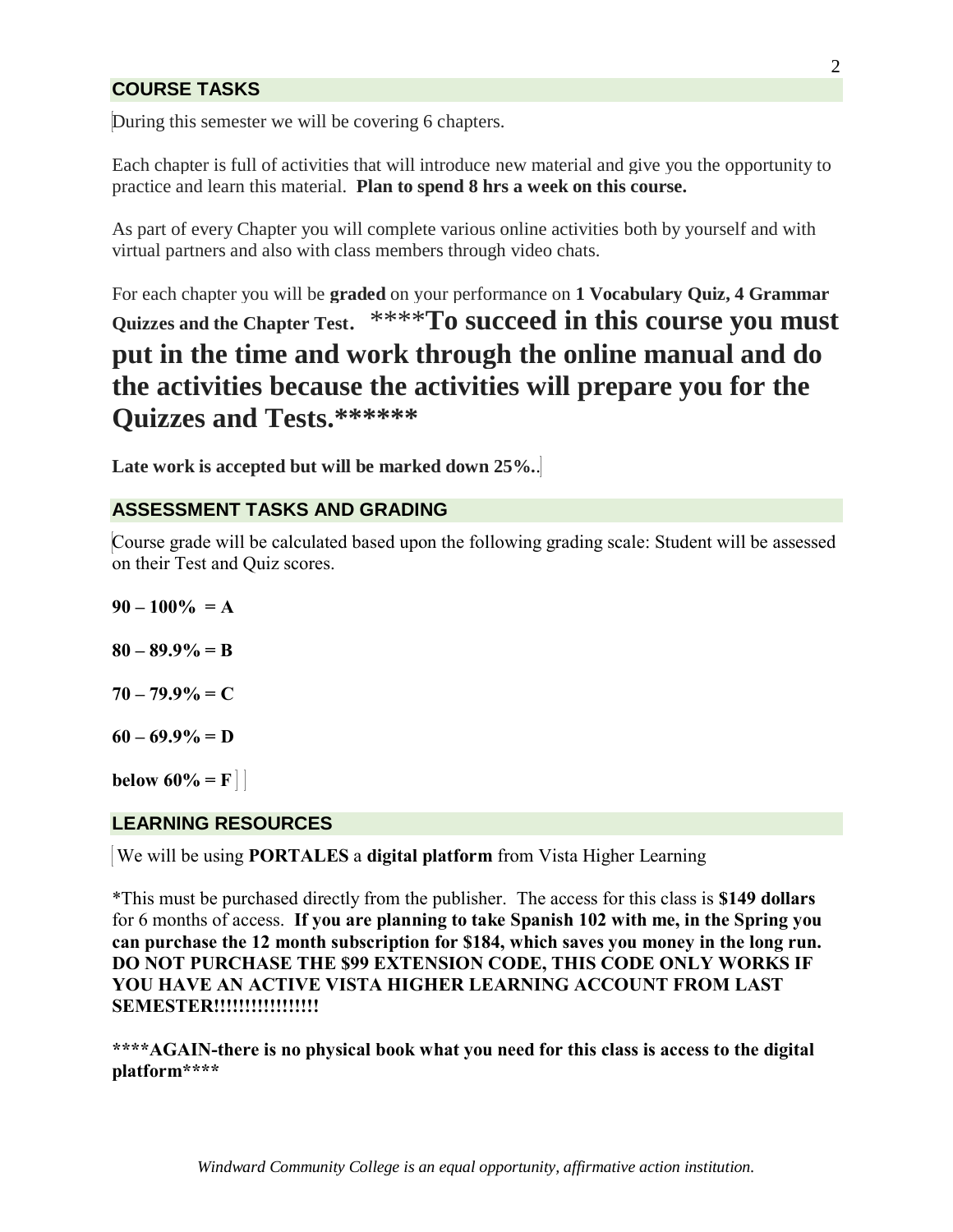## COURSE TASKS

During this semester we will be covering 6 chapters.

Each chapter is full of activities that will introduce new material and give you the opportunity to practice and learn this material. **Plan to spend 8 hrs a week on this course.**

As part of every Chapter you will complete various online activities both by yourself and with virtual partners and also with class members through video chats.

For each chapter you will be **graded** on your performance on **1 Vocabulary Quiz, 4 Grammar Quizzes and the Chapter Test**. ****__To succeed in this course you must put in the time and work through the online manual and do the activities because the activities will prepare you for the Quizzes and Tests.******__

**Late work is accepted but will be marked down 25%.**.

## ASSESSMENT TASKS AND GRADING

Course grade will be calculated based upon the following grading scale: Student will be assessed on their Test and Quiz scores.

**90 – 100% = A**

**80 – 89.9% = B**

**70 – 79.9% = C**

**60 – 69.9% = D**

**below 60% = F**

## LEARNING RESOURCES

We will be using **PORTALES** a **digital platform** from Vista Higher Learning

*This must be purchased directly from the publisher. The access for this class is **$149 dollars** for 6 months of access. **If you are planning to take Spanish 102 with me, in the Spring you can purchase the 12 month subscription for $184, which saves you money in the long run. DO NOT PURCHASE THE $99 EXTENSION CODE, THIS CODE ONLY WORKS IF YOU HAVE AN ACTIVE VISTA HIGHER LEARNING ACCOUNT FROM LAST SEMESTER!!!!!!!!!!!!!!!!**

****AGAIN-there is no physical book what you need for this class is access to the digital platform****

*Windward Community College is an equal opportunity, affirmative action institution.*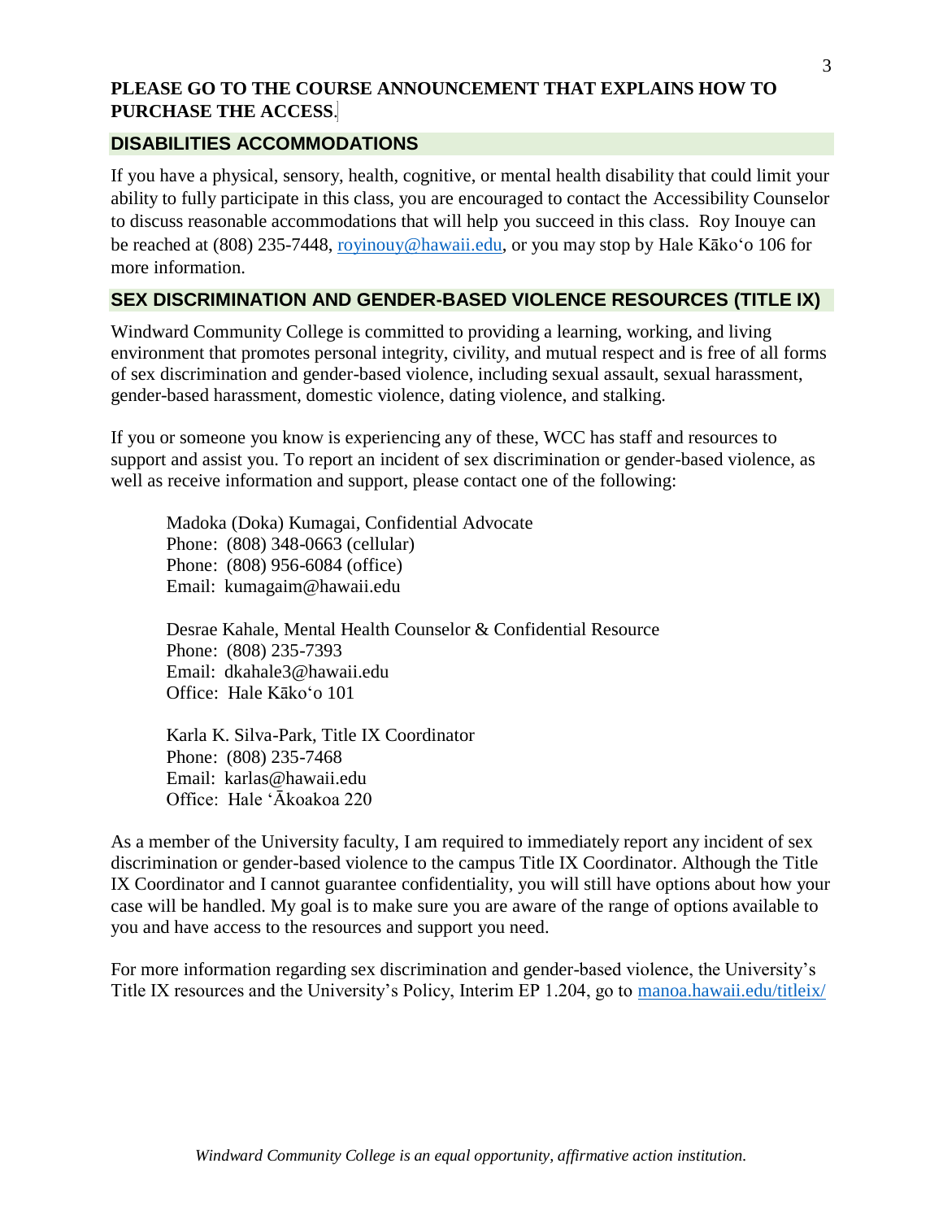**PLEASE GO TO THE COURSE ANNOUNCEMENT THAT EXPLAINS HOW TO PURCHASE THE ACCESS.**

## DISABILITIES ACCOMMODATIONS

If you have a physical, sensory, health, cognitive, or mental health disability that could limit your ability to fully participate in this class, you are encouraged to contact the Accessibility Counselor to discuss reasonable accommodations that will help you succeed in this class. Roy Inouye can be reached at (808) 235-7448, [royinouy@hawaii.edu](mailto:royinouy@hawaii.edu), or you may stop by Hale Kākoʻo 106 for more information.

## SEX DISCRIMINATION AND GENDER-BASED VIOLENCE RESOURCES (TITLE IX)

Windward Community College is committed to providing a learning, working, and living environment that promotes personal integrity, civility, and mutual respect and is free of all forms of sex discrimination and gender-based violence, including sexual assault, sexual harassment, gender-based harassment, domestic violence, dating violence, and stalking.

If you or someone you know is experiencing any of these, WCC has staff and resources to support and assist you. To report an incident of sex discrimination or gender-based violence, as well as receive information and support, please contact one of the following:

Madoka (Doka) Kumagai, Confidential Advocate
Phone: (808) 348-0663 (cellular)
Phone: (808) 956-6084 (office)
Email: kumagaim@hawaii.edu

Desrae Kahale, Mental Health Counselor & Confidential Resource
Phone: (808) 235-7393
Email: dkahale3@hawaii.edu
Office: Hale Kākoʻo 101

Karla K. Silva-Park, Title IX Coordinator
Phone: (808) 235-7468
Email: karlas@hawaii.edu
Office: Hale ʻĀkoakoa 220

As a member of the University faculty, I am required to immediately report any incident of sex discrimination or gender-based violence to the campus Title IX Coordinator. Although the Title IX Coordinator and I cannot guarantee confidentiality, you will still have options about how your case will be handled. My goal is to make sure you are aware of the range of options available to you and have access to the resources and support you need.

For more information regarding sex discrimination and gender-based violence, the University's Title IX resources and the University's Policy, Interim EP 1.204, go to [manoa.hawaii.edu/titleix/](manoa.hawaii.edu/titleix/)

*Windward Community College is an equal opportunity, affirmative action institution.*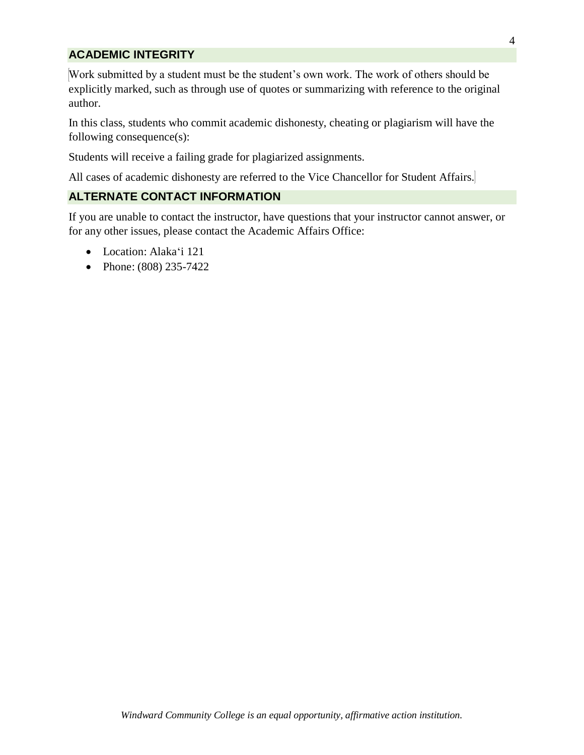## ACADEMIC INTEGRITY

Work submitted by a student must be the student's own work. The work of others should be explicitly marked, such as through use of quotes or summarizing with reference to the original author.

In this class, students who commit academic dishonesty, cheating or plagiarism will have the following consequence(s):

Students will receive a failing grade for plagiarized assignments.

All cases of academic dishonesty are referred to the Vice Chancellor for Student Affairs.

## ALTERNATE CONTACT INFORMATION

If you are unable to contact the instructor, have questions that your instructor cannot answer, or for any other issues, please contact the Academic Affairs Office:

- Location: Alakaʻi 121
- Phone: (808) 235-7422

*Windward Community College is an equal opportunity, affirmative action institution.*